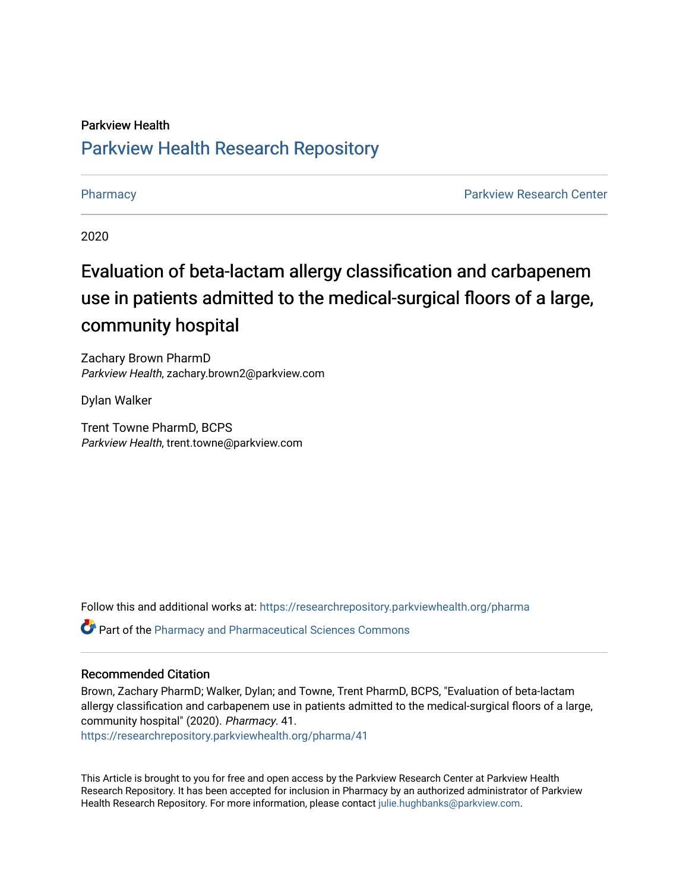Parkview Health

# Parkview Health Research Repository

Pharmacy | Parkview Research Center

2020

## Evaluation of beta-lactam allergy classification and carbapenem use in patients admitted to the medical-surgical floors of a large, community hospital

Zachary Brown PharmD
*Parkview Health*, zachary.brown2@parkview.com

Dylan Walker

Trent Towne PharmD, BCPS
*Parkview Health*, trent.towne@parkview.com

Follow this and additional works at: https://researchrepository.parkviewhealth.org/pharma

Part of the Pharmacy and Pharmaceutical Sciences Commons

### Recommended Citation

Brown, Zachary PharmD; Walker, Dylan; and Towne, Trent PharmD, BCPS, "Evaluation of beta-lactam allergy classification and carbapenem use in patients admitted to the medical-surgical floors of a large, community hospital" (2020). *Pharmacy*. 41.
https://researchrepository.parkviewhealth.org/pharma/41

This Article is brought to you for free and open access by the Parkview Research Center at Parkview Health Research Repository. It has been accepted for inclusion in Pharmacy by an authorized administrator of Parkview Health Research Repository. For more information, please contact julie.hughbanks@parkview.com.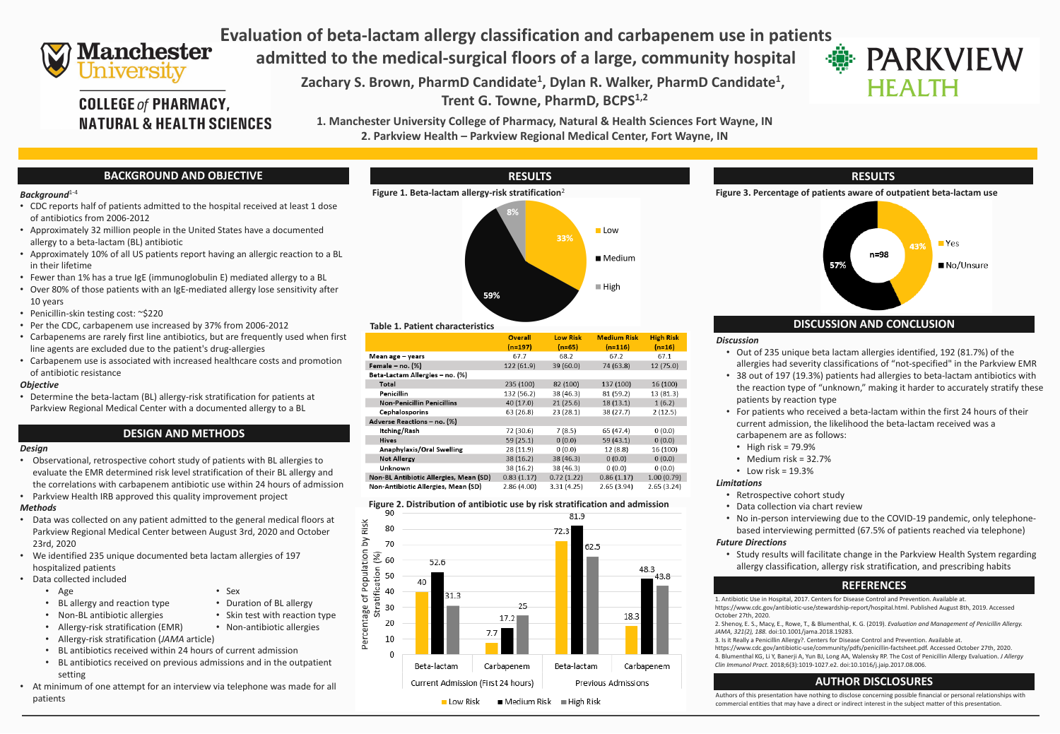# Evaluation of beta-lactam allergy classification and carbapenem use in patients admitted to the medical-surgical floors of a large, community hospital

**Zachary S. Brown, PharmD Candidate[1], Dylan R. Walker, PharmD Candidate[1], Trent G. Towne, PharmD, BCPS[1,2]**

**1. Manchester University College of Pharmacy, Natural & Health Sciences Fort Wayne, IN**
**2. Parkview Health – Parkview Regional Medical Center, Fort Wayne, IN**

Manchester University

COLLEGE of PHARMACY, NATURAL & HEALTH SCIENCES

PARKVIEW HEALTH

## BACKGROUND AND OBJECTIVE

### *Background*[1-4]

- CDC reports half of patients admitted to the hospital received at least 1 dose of antibiotics from 2006-2012
- Approximately 32 million people in the United States have a documented allergy to a beta-lactam (BL) antibiotic
- Approximately 10% of all US patients report having an allergic reaction to a BL in their lifetime
- Fewer than 1% has a true IgE (immunoglobulin E) mediated allergy to a BL
- Over 80% of those patients with an IgE-mediated allergy lose sensitivity after 10 years
- Penicillin-skin testing cost: ~$220
- Per the CDC, carbapenem use increased by 37% from 2006-2012
- Carbapenems are rarely first line antibiotics, but are frequently used when first line agents are excluded due to the patient's drug-allergies
- Carbapenem use is associated with increased healthcare costs and promotion of antibiotic resistance

### *Objective*

- Determine the beta-lactam (BL) allergy-risk stratification for patients at Parkview Regional Medical Center with a documented allergy to a BL

## DESIGN AND METHODS

### *Design*

- Observational, retrospective cohort study of patients with BL allergies to evaluate the EMR determined risk level stratification of their BL allergy and the correlations with carbapenem antibiotic use within 24 hours of admission
- Parkview Health IRB approved this quality improvement project

### *Methods*

- Data was collected on any patient admitted to the general medical floors at Parkview Regional Medical Center between August 3rd, 2020 and October 23rd, 2020
- We identified 235 unique documented beta lactam allergies of 197 hospitalized patients
- Data collected included
  - Age
  - Sex
  - BL allergy and reaction type
  - Duration of BL allergy
  - Non-BL antibiotic allergies
  - Skin test with reaction type
  - Allergy-risk stratification (EMR)
  - Non-antibiotic allergies
  - Allergy-risk stratification (*JAMA* article)
  - BL antibiotics received within 24 hours of current admission
  - BL antibiotics received on previous admissions and in the outpatient setting
- At minimum of one attempt for an interview via telephone was made for all patients

## RESULTS

**Figure 1. Beta-lactam allergy-risk stratification**[2]

33%
59%
8%
Low
Medium
High

**Table 1. Patient characteristics**

| | Overall (n=197) | Low Risk (n=65) | Medium Risk (n=116) | High Risk (n=16) |
|---|---|---|---|---|
| Mean age – years | 67.7 | 68.2 | 67.2 | 67.1 |
| Female – no. (%) | 122 (61.9) | 39 (60.0) | 74 (63.8) | 12 (75.0) |
| Beta-Lactam Allergies – no. (%) | | | | |
| Total | 235 (100) | 82 (100) | 137 (100) | 16 (100) |
| Penicillin | 132 (56.2) | 38 (46.3) | 81 (59.2) | 13 (81.3) |
| Non-Penicillin Penicillins | 40 (17.0) | 21 (25.6) | 18 (13.1) | 1 (6.2) |
| Cephalosporins | 63 (26.8) | 23 (28.1) | 38 (27.7) | 2 (12.5) |
| Adverse Reactions – no. (%) | | | | |
| Itching/Rash | 72 (30.6) | 7 (8.5) | 65 (47.4) | 0 (0.0) |
| Hives | 59 (25.1) | 0 (0.0) | 59 (43.1) | 0 (0.0) |
| Anaphylaxis/Oral Swelling | 28 (11.9) | 0 (0.0) | 12 (8.8) | 16 (100) |
| Not Allergy | 38 (16.2) | 38 (46.3) | 0 (0.0) | 0 (0.0) |
| Unknown | 38 (16.2) | 38 (46.3) | 0 (0.0) | 0 (0.0) |
| Non-BL Antibiotic Allergies, Mean (SD) | 0.83 (1.17) | 0.72 (1.22) | 0.86 (1.17) | 1.00 (0.79) |
| Non-Antibiotic Allergies, Mean (SD) | 2.86 (4.00) | 3.31 (4.25) | 2.65 (3.94) | 2.65 (3.24) |

**Figure 2. Distribution of antibiotic use by risk stratification and admission**

Percentage of Population by Risk Stratification (%)
0 10 20 30 40 50 60 70 80 90
40 52.6 31.3
7.7 17.2 25
72.3 81.9 62.5
18.3 48.3 43.8
Beta-lactam Carbapenem Beta-lactam Carbapenem
Current Admission (First 24 hours) Previous Admissions
Low Risk Medium Risk High Risk

**Figure 3. Percentage of patients aware of outpatient beta-lactam use**

n=98
43%
57%
Yes
No/Unsure

## DISCUSSION AND CONCLUSION

### *Discussion*

- Out of 235 unique beta lactam allergies identified, 192 (81.7%) of the allergies had severity classifications of "not-specified" in the Parkview EMR
- 38 out of 197 (19.3%) patients had allergies to beta-lactam antibiotics with the reaction type of "unknown," making it harder to accurately stratify these patients by reaction type
- For patients who received a beta-lactam within the first 24 hours of their current admission, the likelihood the beta-lactam received was a carbapenem are as follows:
  - High risk = 79.9%
  - Medium risk = 32.7%
  - Low risk = 19.3%

### *Limitations*

- Retrospective cohort study
- Data collection via chart review
- No in-person interviewing due to the COVID-19 pandemic, only telephone-based interviewing permitted (67.5% of patients reached via telephone)

### *Future Directions*

- Study results will facilitate change in the Parkview Health System regarding allergy classification, allergy risk stratification, and prescribing habits

## REFERENCES

1. Antibiotic Use in Hospital, 2017. Centers for Disease Control and Prevention. Available at. https://www.cdc.gov/antibiotic-use/stewardship-report/hospital.html. Published August 8th, 2019. Accessed October 27th, 2020.
2. Shenoy, E. S., Macy, E., Rowe, T., & Blumenthal, K. G. (2019). *Evaluation and Management of Penicillin Allergy. JAMA, 321(2), 188.* doi:10.1001/jama.2018.19283.
3. Is it Really a Penicillin Allergy?. Centers for Disease Control and Prevention. Available at. https://www.cdc.gov/antibiotic-use/community/pdfs/penicillin-factsheet.pdf. Accessed October 27th, 2020.
4. Blumenthal KG, Li Y, Banerji A, Yun BJ, Long AA, Walensky RP. The Cost of Penicillin Allergy Evaluation. *J Allergy Clin Immunol Pract*. 2018;6(3):1019-1027.e2. doi:10.1016/j.jaip.2017.08.006.

## AUTHOR DISCLOSURES

Authors of this presentation have nothing to disclose concerning possible financial or personal relationships with commercial entities that may have a direct or indirect interest in the subject matter of this presentation.